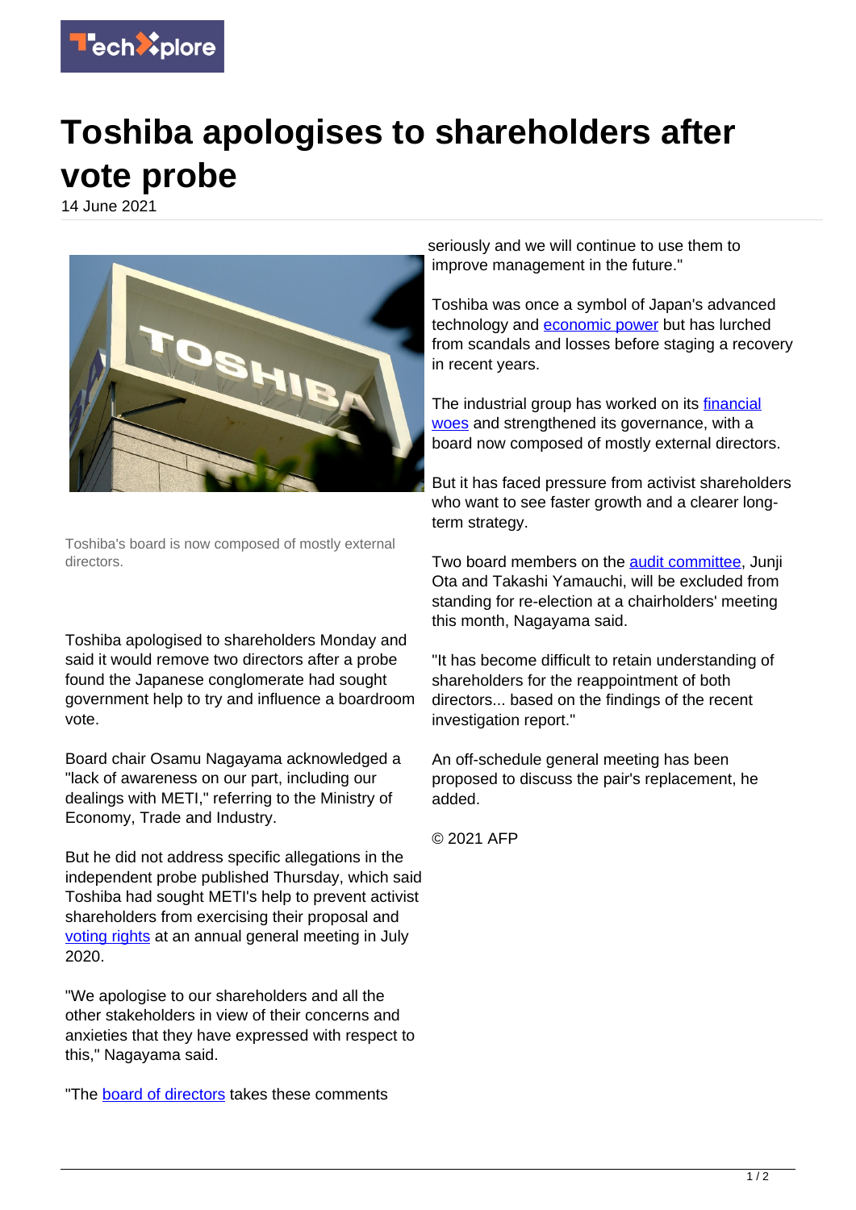# Toshiba apologises to shareholders after vote probe

14 June 2021

Toshiba's board is now composed of mostly external directors.

Toshiba apologised to shareholders Monday and said it would remove two directors after a probe found the Japanese conglomerate had sought government help to try and influence a boardroom vote.

Board chair Osamu Nagayama acknowledged a "lack of awareness on our part, including our dealings with METI," referring to the Ministry of Economy, Trade and Industry.

But he did not address specific allegations in the independent probe published Thursday, which said Toshiba had sought METI's help to prevent activist shareholders from exercising their proposal and voting rights at an annual general meeting in July 2020.

"We apologise to our shareholders and all the other stakeholders in view of their concerns and anxieties that they have expressed with respect to this," Nagayama said.

"The board of directors takes these comments seriously and we will continue to use them to improve management in the future."

Toshiba was once a symbol of Japan's advanced technology and economic power but has lurched from scandals and losses before staging a recovery in recent years.

The industrial group has worked on its financial woes and strengthened its governance, with a board now composed of mostly external directors.

But it has faced pressure from activist shareholders who want to see faster growth and a clearer long-term strategy.

Two board members on the audit committee, Junji Ota and Takashi Yamauchi, will be excluded from standing for re-election at a chairholders' meeting this month, Nagayama said.

"It has become difficult to retain understanding of shareholders for the reappointment of both directors... based on the findings of the recent investigation report."

An off-schedule general meeting has been proposed to discuss the pair's replacement, he added.

© 2021 AFP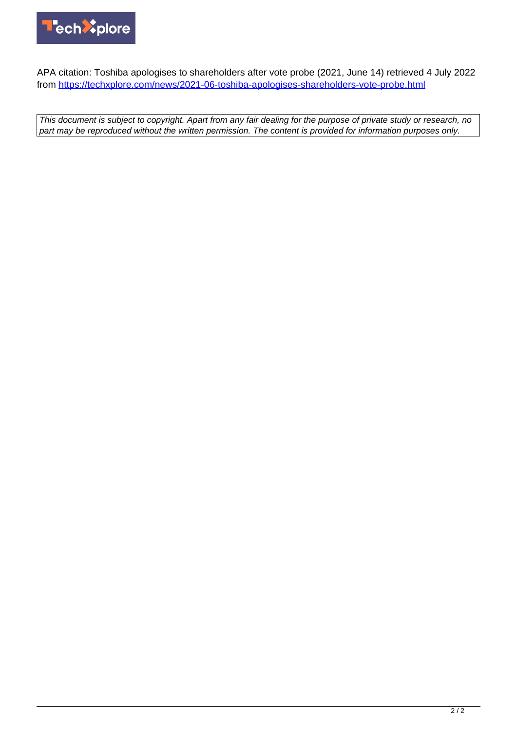APA citation: Toshiba apologises to shareholders after vote probe (2021, June 14) retrieved 4 July 2022 from https://techxplore.com/news/2021-06-toshiba-apologises-shareholders-vote-probe.html

*This document is subject to copyright. Apart from any fair dealing for the purpose of private study or research, no part may be reproduced without the written permission. The content is provided for information purposes only.*